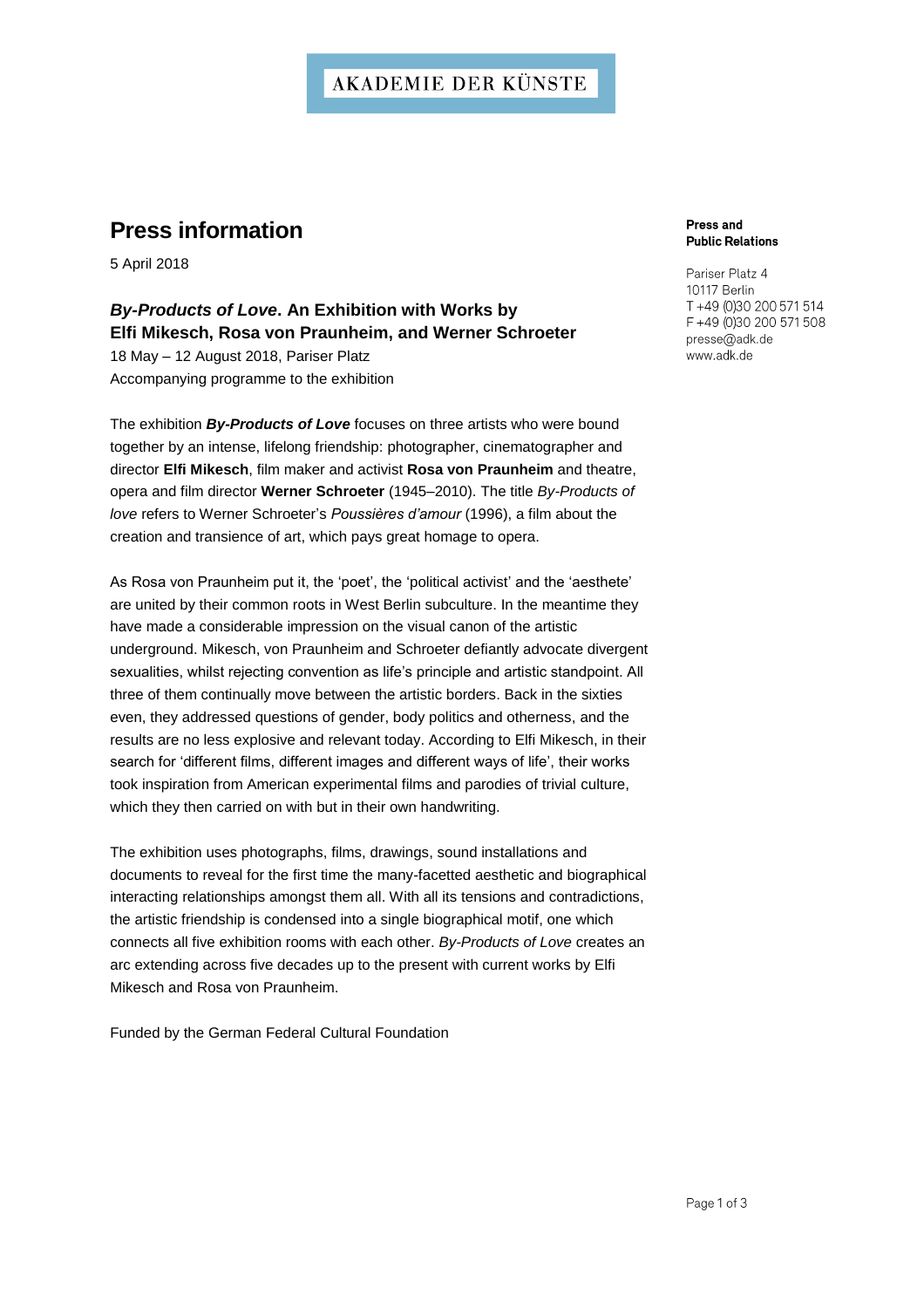AKADEMIE DER KÜNSTE

# Press information

5 April 2018

**Press and Public Relations**

Pariser Platz 4
10117 Berlin
T +49 (0)30 200 571 514
F +49 (0)30 200 571 508
presse@adk.de
www.adk.de

## ***By-Products of Love*. An Exhibition with Works by Elfi Mikesch, Rosa von Praunheim, and Werner Schroeter**

18 May – 12 August 2018, Pariser Platz
Accompanying programme to the exhibition

The exhibition ***By-Products of Love*** focuses on three artists who were bound together by an intense, lifelong friendship: photographer, cinematographer and director **Elfi Mikesch**, film maker and activist **Rosa von Praunheim** and theatre, opera and film director **Werner Schroeter** (1945–2010). The title *By-Products of love* refers to Werner Schroeter's *Poussières d'amour* (1996), a film about the creation and transience of art, which pays great homage to opera.

As Rosa von Praunheim put it, the 'poet', the 'political activist' and the 'aesthete' are united by their common roots in West Berlin subculture. In the meantime they have made a considerable impression on the visual canon of the artistic underground. Mikesch, von Praunheim and Schroeter defiantly advocate divergent sexualities, whilst rejecting convention as life's principle and artistic standpoint. All three of them continually move between the artistic borders. Back in the sixties even, they addressed questions of gender, body politics and otherness, and the results are no less explosive and relevant today. According to Elfi Mikesch, in their search for 'different films, different images and different ways of life', their works took inspiration from American experimental films and parodies of trivial culture, which they then carried on with but in their own handwriting.

The exhibition uses photographs, films, drawings, sound installations and documents to reveal for the first time the many-facetted aesthetic and biographical interacting relationships amongst them all. With all its tensions and contradictions, the artistic friendship is condensed into a single biographical motif, one which connects all five exhibition rooms with each other. *By-Products of Love* creates an arc extending across five decades up to the present with current works by Elfi Mikesch and Rosa von Praunheim.

Funded by the German Federal Cultural Foundation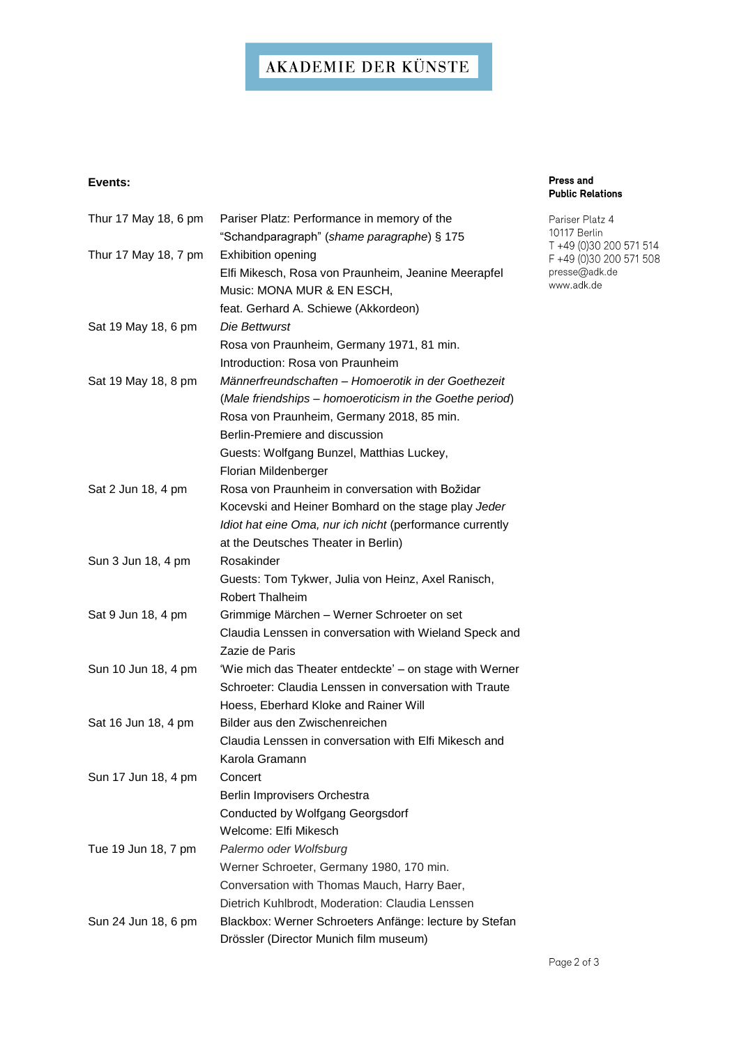AKADEMIE DER KÜNSTE

**Press and Public Relations**

Pariser Platz 4
10117 Berlin
T +49 (0)30 200 571 514
F +49 (0)30 200 571 508
presse@adk.de
www.adk.de

**Events:**

| | |
|---|---|
| Thur 17 May 18, 6 pm | Pariser Platz: Performance in memory of the "Schandparagraph" (*shame paragraphe*) § 175 |
| Thur 17 May 18, 7 pm | Exhibition opening<br>Elfi Mikesch, Rosa von Praunheim, Jeanine Meerapfel<br>Music: MONA MUR & EN ESCH,<br>feat. Gerhard A. Schiewe (Akkordeon) |
| Sat 19 May 18, 6 pm | *Die Bettwurst*<br>Rosa von Praunheim, Germany 1971, 81 min.<br>Introduction: Rosa von Praunheim |
| Sat 19 May 18, 8 pm | *Männerfreundschaften – Homoerotik in der Goethezeit* (*Male friendships – homoeroticism in the Goethe period*)<br>Rosa von Praunheim, Germany 2018, 85 min.<br>Berlin-Premiere and discussion<br>Guests: Wolfgang Bunzel, Matthias Luckey, Florian Mildenberger |
| Sat 2 Jun 18, 4 pm | Rosa von Praunheim in conversation with Božidar Kocevski and Heiner Bomhard on the stage play *Jeder Idiot hat eine Oma, nur ich nicht* (performance currently at the Deutsches Theater in Berlin) |
| Sun 3 Jun 18, 4 pm | Rosakinder<br>Guests: Tom Tykwer, Julia von Heinz, Axel Ranisch, Robert Thalheim |
| Sat 9 Jun 18, 4 pm | Grimmige Märchen – Werner Schroeter on set<br>Claudia Lenssen in conversation with Wieland Speck and Zazie de Paris |
| Sun 10 Jun 18, 4 pm | 'Wie mich das Theater entdeckte' – on stage with Werner Schroeter: Claudia Lenssen in conversation with Traute Hoess, Eberhard Kloke and Rainer Will |
| Sat 16 Jun 18, 4 pm | Bilder aus den Zwischenreichen<br>Claudia Lenssen in conversation with Elfi Mikesch and Karola Gramann |
| Sun 17 Jun 18, 4 pm | Concert<br>Berlin Improvisers Orchestra<br>Conducted by Wolfgang Georgsdorf<br>Welcome: Elfi Mikesch |
| Tue 19 Jun 18, 7 pm | *Palermo oder Wolfsburg*<br>Werner Schroeter, Germany 1980, 170 min.<br>Conversation with Thomas Mauch, Harry Baer, Dietrich Kuhlbrodt, Moderation: Claudia Lenssen |
| Sun 24 Jun 18, 6 pm | Blackbox: Werner Schroeters Anfänge: lecture by Stefan Drössler (Director Munich film museum) |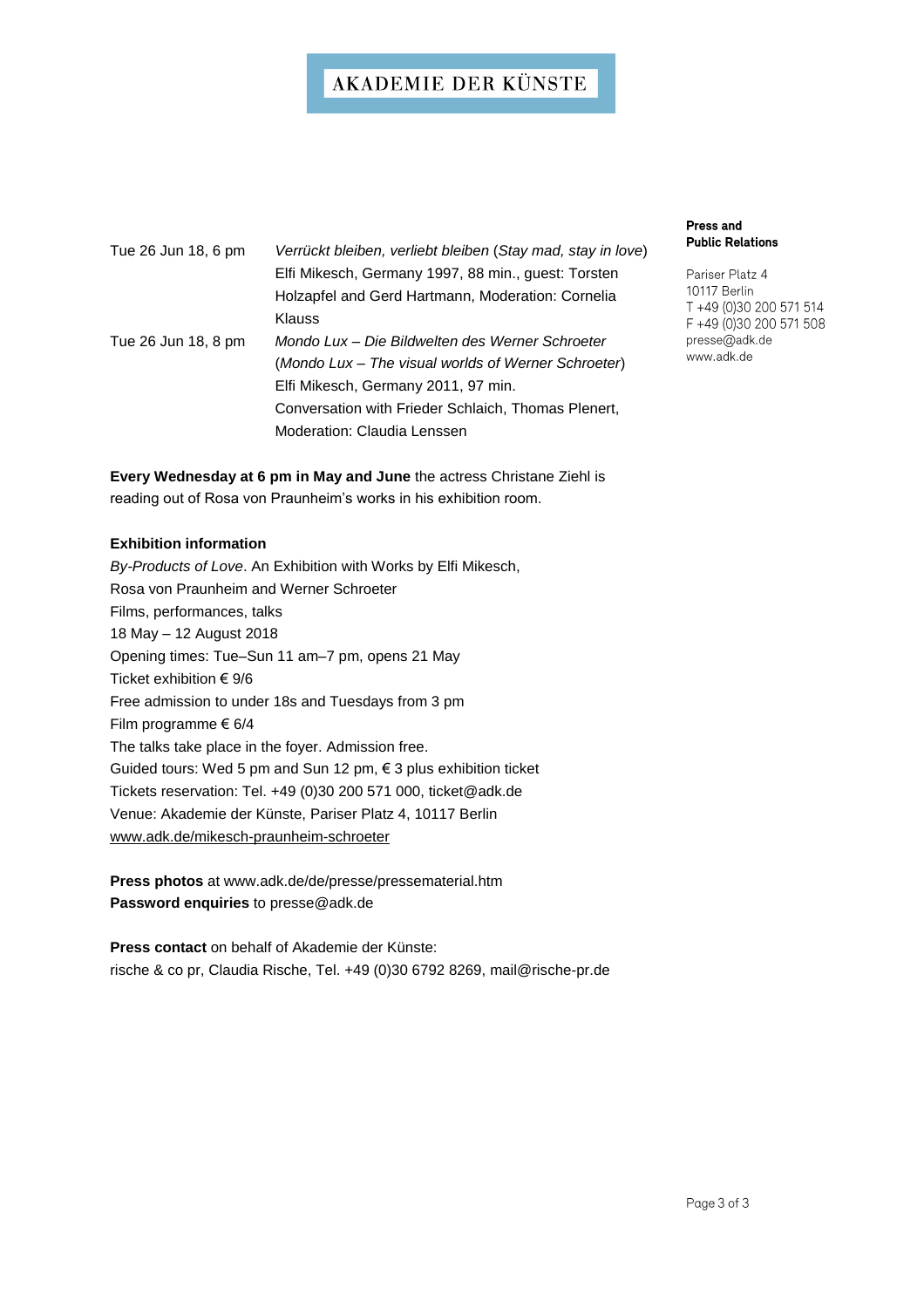AKADEMIE DER KÜNSTE

**Press and Public Relations**

Pariser Platz 4
10117 Berlin
T +49 (0)30 200 571 514
F +49 (0)30 200 571 508
presse@adk.de
www.adk.de

| | |
|---|---|
| Tue 26 Jun 18, 6 pm | *Verrückt bleiben, verliebt bleiben* (*Stay mad, stay in love*) Elfi Mikesch, Germany 1997, 88 min., guest: Torsten Holzapfel and Gerd Hartmann, Moderation: Cornelia Klauss |
| Tue 26 Jun 18, 8 pm | *Mondo Lux – Die Bildwelten des Werner Schroeter* (*Mondo Lux – The visual worlds of Werner Schroeter*) Elfi Mikesch, Germany 2011, 97 min. Conversation with Frieder Schlaich, Thomas Plenert, Moderation: Claudia Lenssen |

**Every Wednesday at 6 pm in May and June** the actress Christane Ziehl is reading out of Rosa von Praunheim's works in his exhibition room.

**Exhibition information**
*By-Products of Love*. An Exhibition with Works by Elfi Mikesch, Rosa von Praunheim and Werner Schroeter
Films, performances, talks
18 May – 12 August 2018
Opening times: Tue–Sun 11 am–7 pm, opens 21 May
Ticket exhibition € 9/6
Free admission to under 18s and Tuesdays from 3 pm
Film programme € 6/4
The talks take place in the foyer. Admission free.
Guided tours: Wed 5 pm and Sun 12 pm, € 3 plus exhibition ticket
Tickets reservation: Tel. +49 (0)30 200 571 000, ticket@adk.de
Venue: Akademie der Künste, Pariser Platz 4, 10117 Berlin
www.adk.de/mikesch-praunheim-schroeter

**Press photos** at www.adk.de/de/presse/pressematerial.htm
**Password enquiries** to presse@adk.de

**Press contact** on behalf of Akademie der Künste:
rische & co pr, Claudia Rische, Tel. +49 (0)30 6792 8269, mail@rische-pr.de